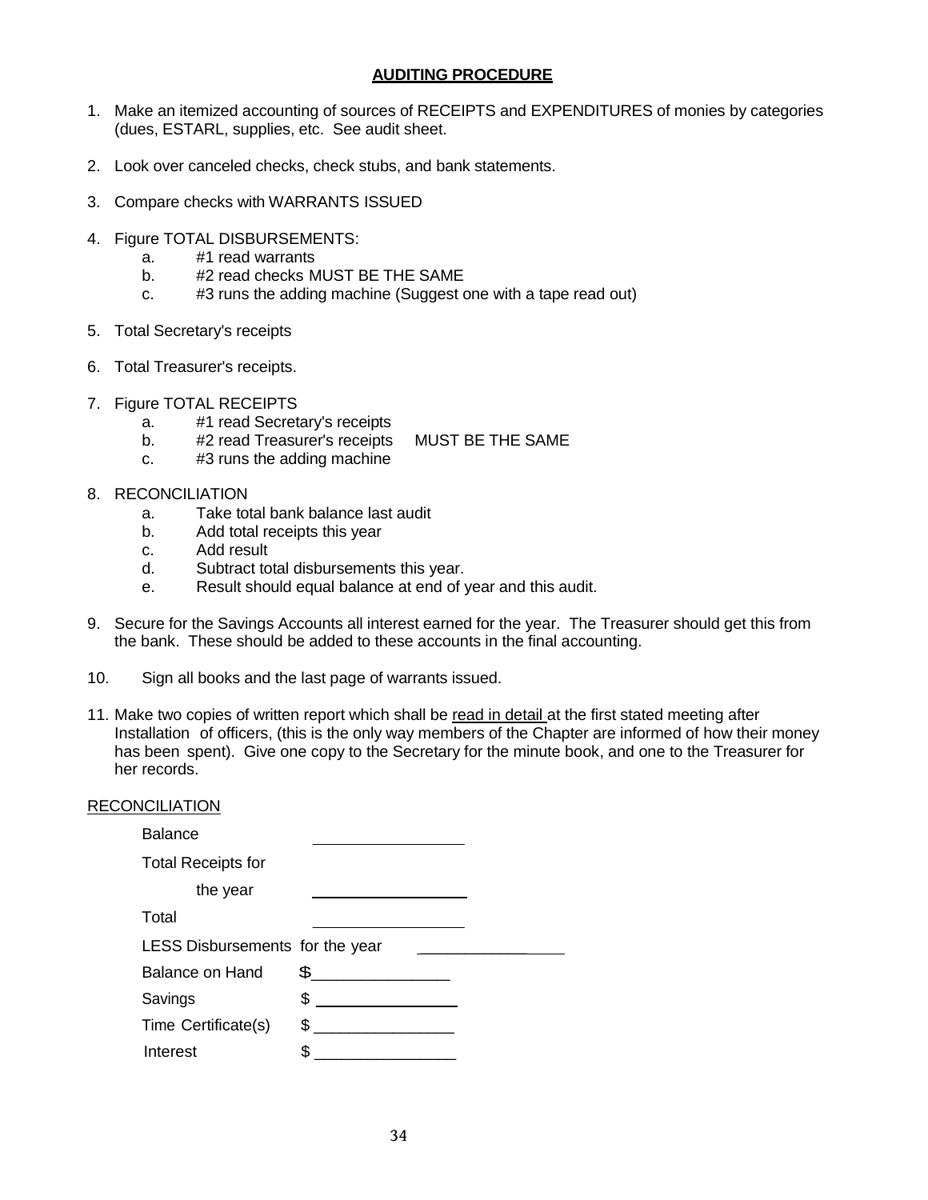## AUDITING PROCEDURE

1. Make an itemized accounting of sources of RECEIPTS and EXPENDITURES of monies by categories (dues, ESTARL, supplies, etc. See audit sheet.

2. Look over canceled checks, check stubs, and bank statements.

3. Compare checks with WARRANTS ISSUED

4. Figure TOTAL DISBURSEMENTS:
   a. #1 read warrants
   b. #2 read checks MUST BE THE SAME
   c. #3 runs the adding machine (Suggest one with a tape read out)

5. Total Secretary's receipts

6. Total Treasurer's receipts.

7. Figure TOTAL RECEIPTS
   a. #1 read Secretary's receipts
   b. #2 read Treasurer's receipts MUST BE THE SAME
   c. #3 runs the adding machine

8. RECONCILIATION
   a. Take total bank balance last audit
   b. Add total receipts this year
   c. Add result
   d. Subtract total disbursements this year.
   e. Result should equal balance at end of year and this audit.

9. Secure for the Savings Accounts all interest earned for the year. The Treasurer should get this from the bank. These should be added to these accounts in the final accounting.

10. Sign all books and the last page of warrants issued.

11. Make two copies of written report which shall be <u>read in detail</u> at the first stated meeting after Installation of officers, (this is the only way members of the Chapter are informed of how their money has been spent). Give one copy to the Secretary for the minute book, and one to the Treasurer for her records.

<u>RECONCILIATION</u>

Balance ________________

Total Receipts for the year ________________

Total ________________

LESS Disbursements for the year ________________

Balance on Hand $________________

Savings $________________

Time Certificate(s) $________________

Interest $________________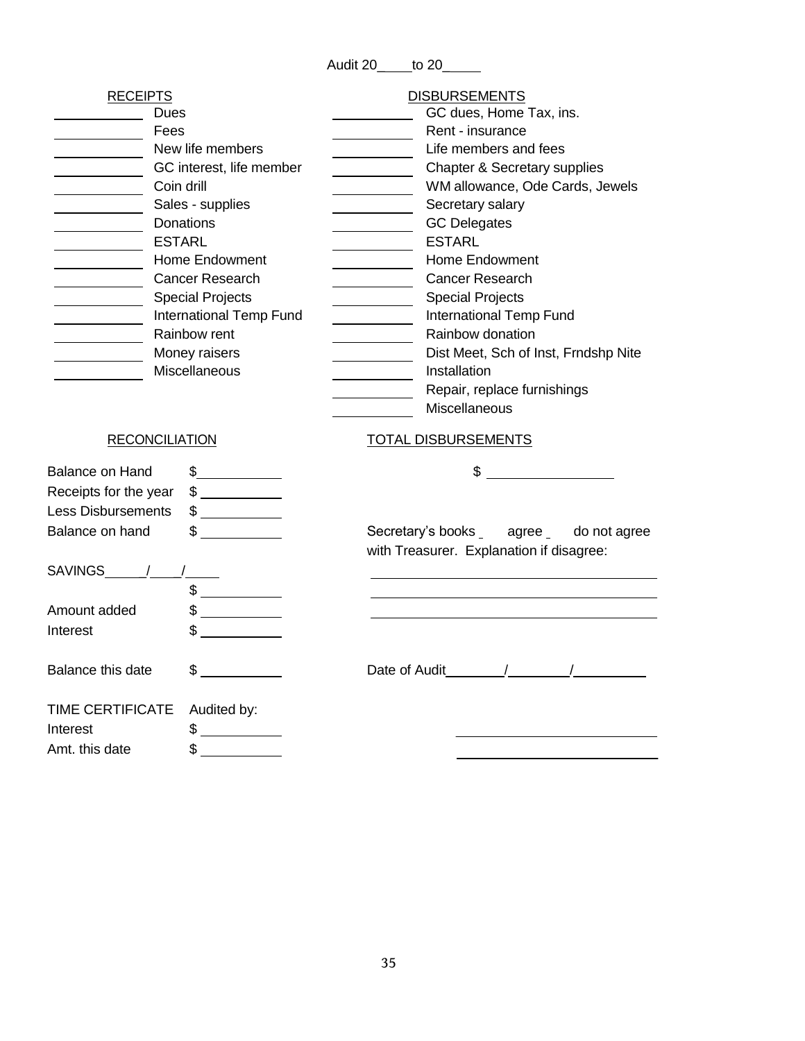Audit 20_____ to 20_____

| RECEIPTS | | DISBURSEMENTS | |
|---|---|---|---|
| ________ | Dues | ________ | GC dues, Home Tax, ins. |
| ________ | Fees | ________ | Rent - insurance |
| ________ | New life members | ________ | Life members and fees |
| ________ | GC interest, life member | ________ | Chapter & Secretary supplies |
| ________ | Coin drill | ________ | WM allowance, Ode Cards, Jewels |
| ________ | Sales - supplies | ________ | Secretary salary |
| ________ | Donations | ________ | GC Delegates |
| ________ | ESTARL | ________ | ESTARL |
| ________ | Home Endowment | ________ | Home Endowment |
| ________ | Cancer Research | ________ | Cancer Research |
| ________ | Special Projects | ________ | Special Projects |
| ________ | International Temp Fund | ________ | International Temp Fund |
| ________ | Rainbow rent | ________ | Rainbow donation |
| ________ | Money raisers | ________ | Dist Meet, Sch of Inst, Frndshp Nite |
| ________ | Miscellaneous | ________ | Installation |
| | | ________ | Repair, replace furnishings |
| | | ________ | Miscellaneous |

RECONCILIATION

Balance on Hand $ ________

Receipts for the year $ ________

Less Disbursements $ ________

Balance on hand $ ________

SAVINGS _____/_____/_____

$ ________

Amount added $ ________

Interest $ ________

Balance this date $ ________

TIME CERTIFICATE

Interest $ ________

Amt. this date $ ________

TOTAL DISBURSEMENTS

$ ________________

Secretary's books _ agree _ do not agree with Treasurer. Explanation if disagree:

________________________________________

________________________________________

________________________________________

Date of Audit ________/________/________

Audited by:

________________________________________

________________________________________